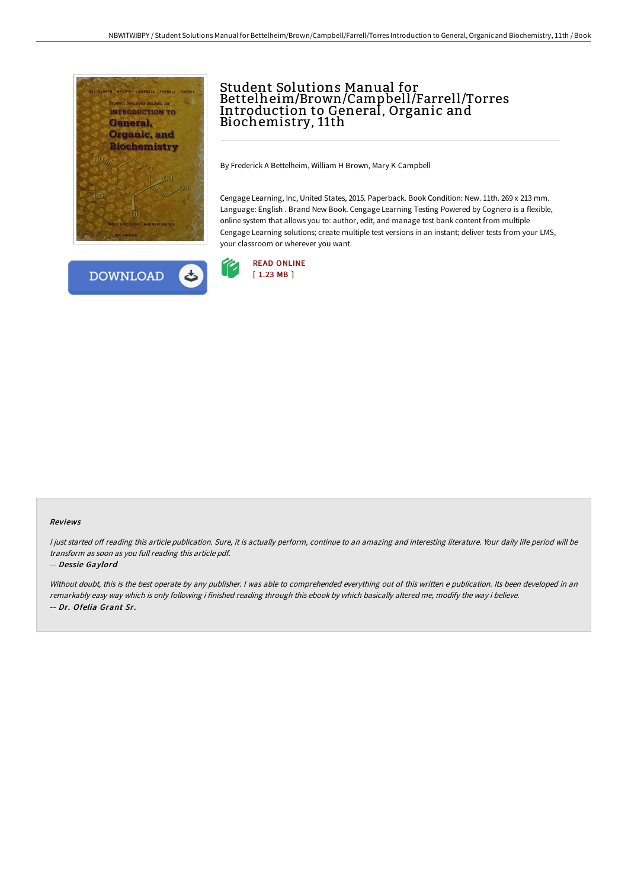# Student Solutions Manual for Bettelheim/Brown/Campbell/Farrell/Torres Introduction to General, Organic and Biochemistry, 11th

By Frederick A Bettelheim, William H Brown, Mary K Campbell

Cengage Learning, Inc, United States, 2015. Paperback. Book Condition: New. 11th. 269 x 213 mm. Language: English . Brand New Book. Cengage Learning Testing Powered by Cognero is a flexible, online system that allows you to: author, edit, and manage test bank content from multiple Cengage Learning solutions; create multiple test versions in an instant; deliver tests from your LMS, your classroom or wherever you want.

READ ONLINE
[ 1.23 MB ]

DOWNLOAD

## Reviews

*I just started off reading this article publication. Sure, it is actually perform, continue to an amazing and interesting literature. Your daily life period will be transform as soon as you full reading this article pdf.*

*-- Dessie Gaylord*

*Without doubt, this is the best operate by any publisher. I was able to comprehended everything out of this written e publication. Its been developed in an remarkably easy way which is only following i finished reading through this ebook by which basically altered me, modify the way i believe.*

*-- Dr. Ofelia Grant Sr.*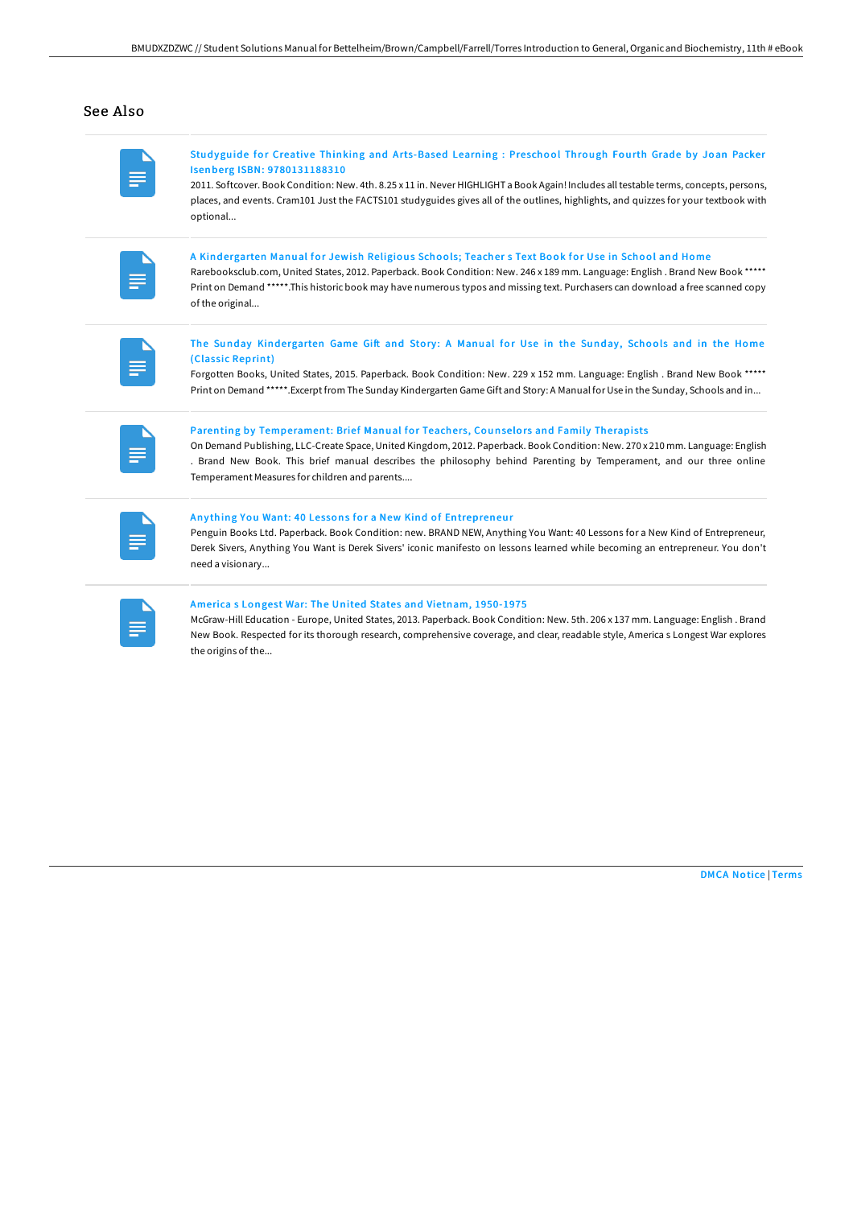## See Also

**Studyguide for Creative Thinking and Arts-Based Learning : Preschool Through Fourth Grade by Joan Packer Isenberg ISBN: 9780131188310**

2011. Softcover. Book Condition: New. 4th. 8.25 x 11 in. Never HIGHLIGHT a Book Again! Includes all testable terms, concepts, persons, places, and events. Cram101 Just the FACTS101 studyguides gives all of the outlines, highlights, and quizzes for your textbook with optional...

**A Kindergarten Manual for Jewish Religious Schools; Teacher s Text Book for Use in School and Home**

Rarebooksclub.com, United States, 2012. Paperback. Book Condition: New. 246 x 189 mm. Language: English . Brand New Book ***** Print on Demand *****.This historic book may have numerous typos and missing text. Purchasers can download a free scanned copy of the original...

**The Sunday Kindergarten Game Gift and Story: A Manual for Use in the Sunday, Schools and in the Home (Classic Reprint)**

Forgotten Books, United States, 2015. Paperback. Book Condition: New. 229 x 152 mm. Language: English . Brand New Book ***** Print on Demand *****.Excerpt from The Sunday Kindergarten Game Gift and Story: A Manual for Use in the Sunday, Schools and in...

**Parenting by Temperament: Brief Manual for Teachers, Counselors and Family Therapists**

On Demand Publishing, LLC-Create Space, United Kingdom, 2012. Paperback. Book Condition: New. 270 x 210 mm. Language: English . Brand New Book. This brief manual describes the philosophy behind Parenting by Temperament, and our three online Temperament Measures for children and parents....

**Anything You Want: 40 Lessons for a New Kind of Entrepreneur**

Penguin Books Ltd. Paperback. Book Condition: new. BRAND NEW, Anything You Want: 40 Lessons for a New Kind of Entrepreneur, Derek Sivers, Anything You Want is Derek Sivers' iconic manifesto on lessons learned while becoming an entrepreneur. You don't need a visionary...

**America s Longest War: The United States and Vietnam, 1950-1975**

McGraw-Hill Education - Europe, United States, 2013. Paperback. Book Condition: New. 5th. 206 x 137 mm. Language: English . Brand New Book. Respected for its thorough research, comprehensive coverage, and clear, readable style, America s Longest War explores the origins of the...

DMCA Notice | Terms